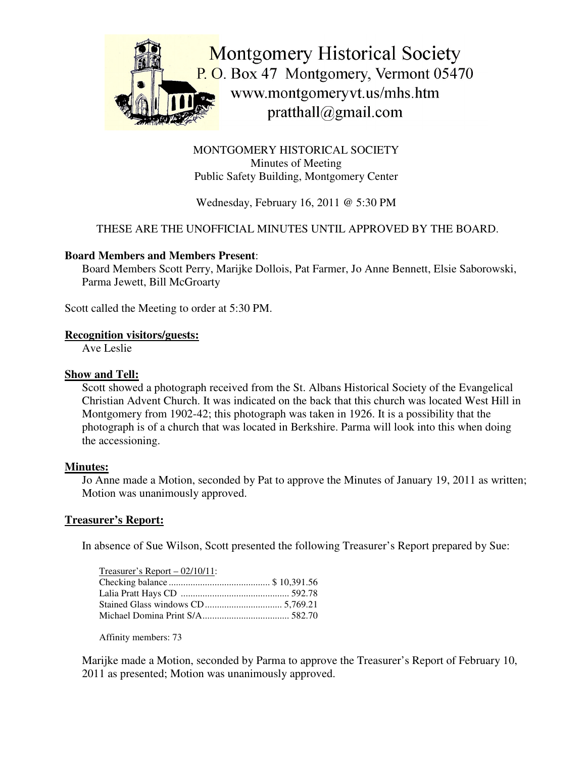Montgomery Historical Society
P. O. Box 47 Montgomery, Vermont 05470
www.montgomeryvt.us/mhs.htm
pratthall@gmail.com

MONTGOMERY HISTORICAL SOCIETY
Minutes of Meeting
Public Safety Building, Montgomery Center

Wednesday, February 16, 2011 @ 5:30 PM

THESE ARE THE UNOFFICIAL MINUTES UNTIL APPROVED BY THE BOARD.

**Board Members and Members Present**:
Board Members Scott Perry, Marijke Dollois, Pat Farmer, Jo Anne Bennett, Elsie Saborowski, Parma Jewett, Bill McGroarty

Scott called the Meeting to order at 5:30 PM.

**Recognition visitors/guests:**
Ave Leslie

**Show and Tell:**
Scott showed a photograph received from the St. Albans Historical Society of the Evangelical Christian Advent Church. It was indicated on the back that this church was located West Hill in Montgomery from 1902-42; this photograph was taken in 1926. It is a possibility that the photograph is of a church that was located in Berkshire. Parma will look into this when doing the accessioning.

**Minutes:**
Jo Anne made a Motion, seconded by Pat to approve the Minutes of January 19, 2011 as written; Motion was unanimously approved.

**Treasurer's Report:**

In absence of Sue Wilson, Scott presented the following Treasurer's Report prepared by Sue:

Treasurer's Report – 02/10/11:
Checking balance .......................................... $ 10,391.56
Lalia Pratt Hays CD ........................................... 592.78
Stained Glass windows CD ................................ 5,769.21
Michael Domina Print S/A ................................... 582.70

Affinity members: 73

Marijke made a Motion, seconded by Parma to approve the Treasurer's Report of February 10, 2011 as presented; Motion was unanimously approved.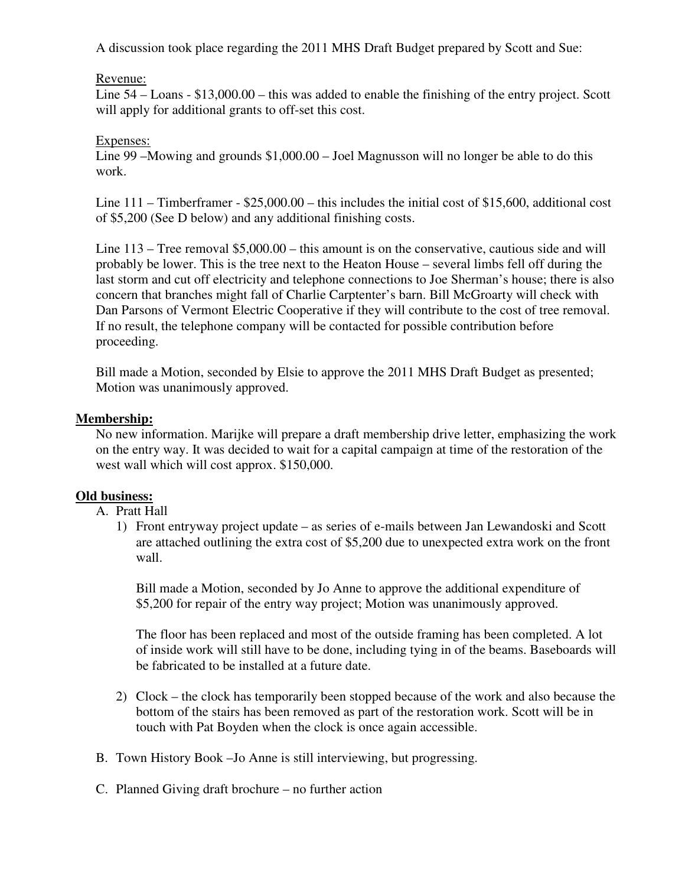A discussion took place regarding the 2011 MHS Draft Budget prepared by Scott and Sue:

Revenue:
Line 54 – Loans - $13,000.00 – this was added to enable the finishing of the entry project. Scott will apply for additional grants to off-set this cost.

Expenses:
Line 99 –Mowing and grounds $1,000.00 – Joel Magnusson will no longer be able to do this work.

Line 111 – Timberframer - $25,000.00 – this includes the initial cost of $15,600, additional cost of $5,200 (See D below) and any additional finishing costs.

Line 113 – Tree removal $5,000.00 – this amount is on the conservative, cautious side and will probably be lower. This is the tree next to the Heaton House – several limbs fell off during the last storm and cut off electricity and telephone connections to Joe Sherman's house; there is also concern that branches might fall of Charlie Carptenter's barn. Bill McGroarty will check with Dan Parsons of Vermont Electric Cooperative if they will contribute to the cost of tree removal. If no result, the telephone company will be contacted for possible contribution before proceeding.

Bill made a Motion, seconded by Elsie to approve the 2011 MHS Draft Budget as presented; Motion was unanimously approved.

**Membership:**

No new information. Marijke will prepare a draft membership drive letter, emphasizing the work on the entry way. It was decided to wait for a capital campaign at time of the restoration of the west wall which will cost approx. $150,000.

**Old business:**

A. Pratt Hall
   1) Front entryway project update – as series of e-mails between Jan Lewandoski and Scott are attached outlining the extra cost of $5,200 due to unexpected extra work on the front wall.

      Bill made a Motion, seconded by Jo Anne to approve the additional expenditure of $5,200 for repair of the entry way project; Motion was unanimously approved.

      The floor has been replaced and most of the outside framing has been completed. A lot of inside work will still have to be done, including tying in of the beams. Baseboards will be fabricated to be installed at a future date.

   2) Clock – the clock has temporarily been stopped because of the work and also because the bottom of the stairs has been removed as part of the restoration work. Scott will be in touch with Pat Boyden when the clock is once again accessible.

B. Town History Book –Jo Anne is still interviewing, but progressing.

C. Planned Giving draft brochure – no further action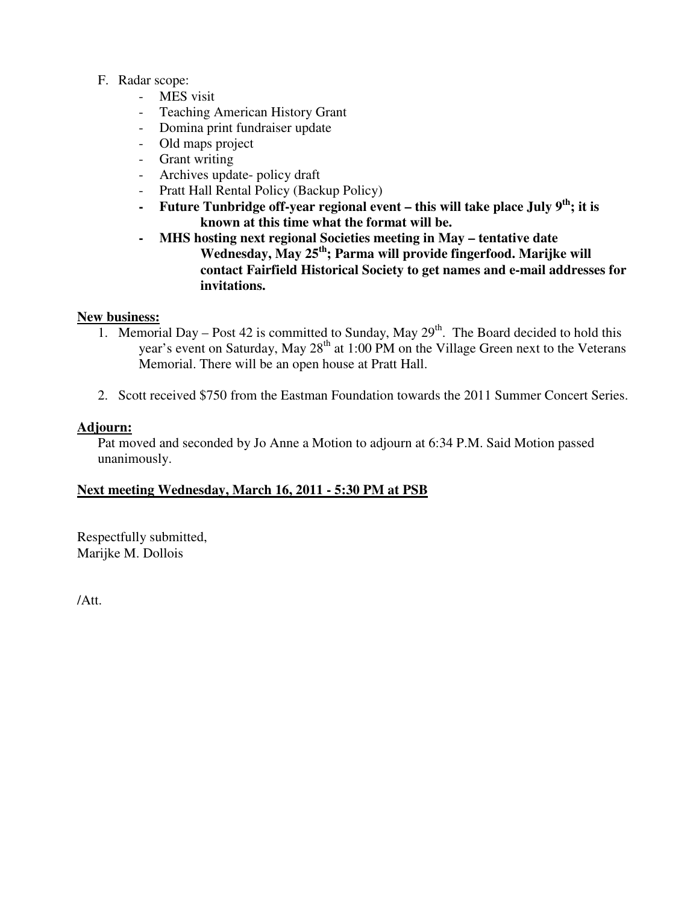F. Radar scope:
  - MES visit
  - Teaching American History Grant
  - Domina print fundraiser update
  - Old maps project
  - Grant writing
  - Archives update- policy draft
  - Pratt Hall Rental Policy (Backup Policy)
  - **Future Tunbridge off-year regional event – this will take place July 9th; it is known at this time what the format will be.**
  - **MHS hosting next regional Societies meeting in May – tentative date Wednesday, May 25th; Parma will provide fingerfood. Marijke will contact Fairfield Historical Society to get names and e-mail addresses for invitations.**

**New business:**

1. Memorial Day – Post 42 is committed to Sunday, May 29th. The Board decided to hold this year's event on Saturday, May 28th at 1:00 PM on the Village Green next to the Veterans Memorial. There will be an open house at Pratt Hall.

2. Scott received $750 from the Eastman Foundation towards the 2011 Summer Concert Series.

**Adjourn:**

Pat moved and seconded by Jo Anne a Motion to adjourn at 6:34 P.M. Said Motion passed unanimously.

**Next meeting Wednesday, March 16, 2011 - 5:30 PM at PSB**

Respectfully submitted,
Marijke M. Dollois

/Att.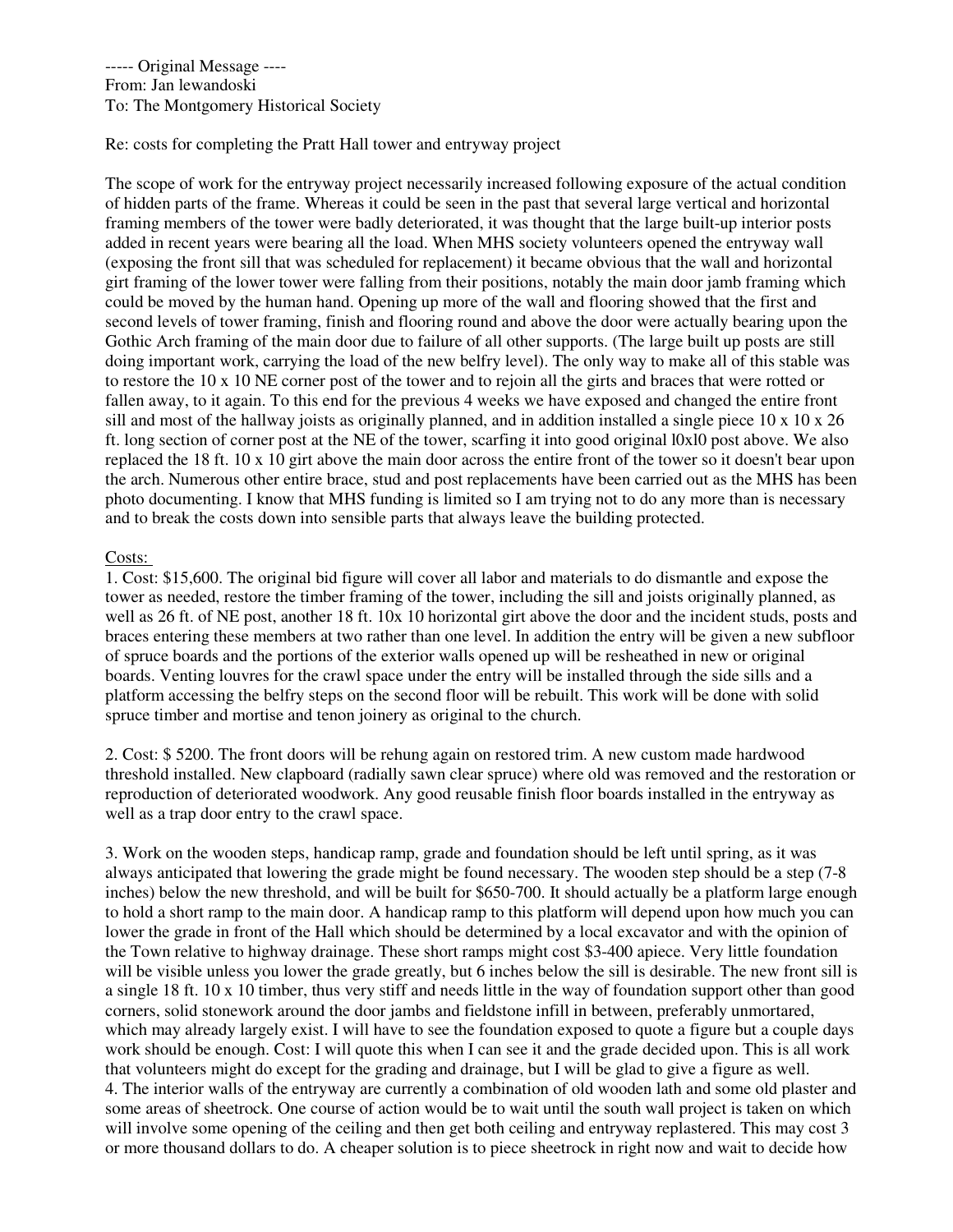----- Original Message ----
From: Jan lewandoski
To: The Montgomery Historical Society

Re: costs for completing the Pratt Hall tower and entryway project

The scope of work for the entryway project necessarily increased following exposure of the actual condition of hidden parts of the frame. Whereas it could be seen in the past that several large vertical and horizontal framing members of the tower were badly deteriorated, it was thought that the large built-up interior posts added in recent years were bearing all the load. When MHS society volunteers opened the entryway wall (exposing the front sill that was scheduled for replacement) it became obvious that the wall and horizontal girt framing of the lower tower were falling from their positions, notably the main door jamb framing which could be moved by the human hand. Opening up more of the wall and flooring showed that the first and second levels of tower framing, finish and flooring round and above the door were actually bearing upon the Gothic Arch framing of the main door due to failure of all other supports. (The large built up posts are still doing important work, carrying the load of the new belfry level). The only way to make all of this stable was to restore the 10 x 10 NE corner post of the tower and to rejoin all the girts and braces that were rotted or fallen away, to it again. To this end for the previous 4 weeks we have exposed and changed the entire front sill and most of the hallway joists as originally planned, and in addition installed a single piece 10 x 10 x 26 ft. long section of corner post at the NE of the tower, scarfing it into good original l0xl0 post above. We also replaced the 18 ft. 10 x 10 girt above the main door across the entire front of the tower so it doesn't bear upon the arch. Numerous other entire brace, stud and post replacements have been carried out as the MHS has been photo documenting. I know that MHS funding is limited so I am trying not to do any more than is necessary and to break the costs down into sensible parts that always leave the building protected.

<u>Costs:</u>

1. Cost: $15,600. The original bid figure will cover all labor and materials to do dismantle and expose the tower as needed, restore the timber framing of the tower, including the sill and joists originally planned, as well as 26 ft. of NE post, another 18 ft. 10x 10 horizontal girt above the door and the incident studs, posts and braces entering these members at two rather than one level. In addition the entry will be given a new subfloor of spruce boards and the portions of the exterior walls opened up will be resheathed in new or original boards. Venting louvres for the crawl space under the entry will be installed through the side sills and a platform accessing the belfry steps on the second floor will be rebuilt. This work will be done with solid spruce timber and mortise and tenon joinery as original to the church.

2. Cost: $ 5200. The front doors will be rehung again on restored trim. A new custom made hardwood threshold installed. New clapboard (radially sawn clear spruce) where old was removed and the restoration or reproduction of deteriorated woodwork. Any good reusable finish floor boards installed in the entryway as well as a trap door entry to the crawl space.

3. Work on the wooden steps, handicap ramp, grade and foundation should be left until spring, as it was always anticipated that lowering the grade might be found necessary. The wooden step should be a step (7-8 inches) below the new threshold, and will be built for $650-700. It should actually be a platform large enough to hold a short ramp to the main door. A handicap ramp to this platform will depend upon how much you can lower the grade in front of the Hall which should be determined by a local excavator and with the opinion of the Town relative to highway drainage. These short ramps might cost $3-400 apiece. Very little foundation will be visible unless you lower the grade greatly, but 6 inches below the sill is desirable. The new front sill is a single 18 ft. 10 x 10 timber, thus very stiff and needs little in the way of foundation support other than good corners, solid stonework around the door jambs and fieldstone infill in between, preferably unmortared, which may already largely exist. I will have to see the foundation exposed to quote a figure but a couple days work should be enough. Cost: I will quote this when I can see it and the grade decided upon. This is all work that volunteers might do except for the grading and drainage, but I will be glad to give a figure as well.

4. The interior walls of the entryway are currently a combination of old wooden lath and some old plaster and some areas of sheetrock. One course of action would be to wait until the south wall project is taken on which will involve some opening of the ceiling and then get both ceiling and entryway replastered. This may cost 3 or more thousand dollars to do. A cheaper solution is to piece sheetrock in right now and wait to decide how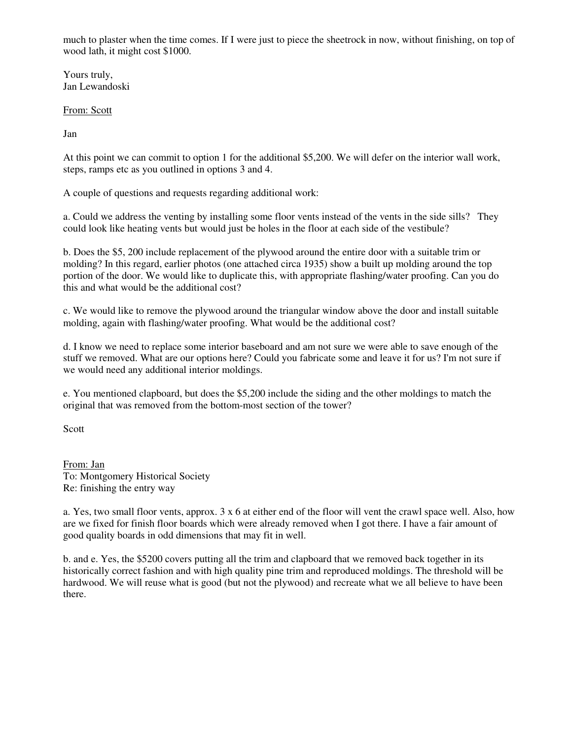much to plaster when the time comes. If I were just to piece the sheetrock in now, without finishing, on top of wood lath, it might cost $1000.

Yours truly,
Jan Lewandoski

<u>From: Scott</u>

Jan

At this point we can commit to option 1 for the additional $5,200. We will defer on the interior wall work, steps, ramps etc as you outlined in options 3 and 4.

A couple of questions and requests regarding additional work:

a. Could we address the venting by installing some floor vents instead of the vents in the side sills? They could look like heating vents but would just be holes in the floor at each side of the vestibule?

b. Does the $5, 200 include replacement of the plywood around the entire door with a suitable trim or molding? In this regard, earlier photos (one attached circa 1935) show a built up molding around the top portion of the door. We would like to duplicate this, with appropriate flashing/water proofing. Can you do this and what would be the additional cost?

c. We would like to remove the plywood around the triangular window above the door and install suitable molding, again with flashing/water proofing. What would be the additional cost?

d. I know we need to replace some interior baseboard and am not sure we were able to save enough of the stuff we removed. What are our options here? Could you fabricate some and leave it for us? I'm not sure if we would need any additional interior moldings.

e. You mentioned clapboard, but does the $5,200 include the siding and the other moldings to match the original that was removed from the bottom-most section of the tower?

Scott

<u>From: Jan</u>
To: Montgomery Historical Society
Re: finishing the entry way

a. Yes, two small floor vents, approx. 3 x 6 at either end of the floor will vent the crawl space well. Also, how are we fixed for finish floor boards which were already removed when I got there. I have a fair amount of good quality boards in odd dimensions that may fit in well.

b. and e. Yes, the $5200 covers putting all the trim and clapboard that we removed back together in its historically correct fashion and with high quality pine trim and reproduced moldings. The threshold will be hardwood. We will reuse what is good (but not the plywood) and recreate what we all believe to have been there.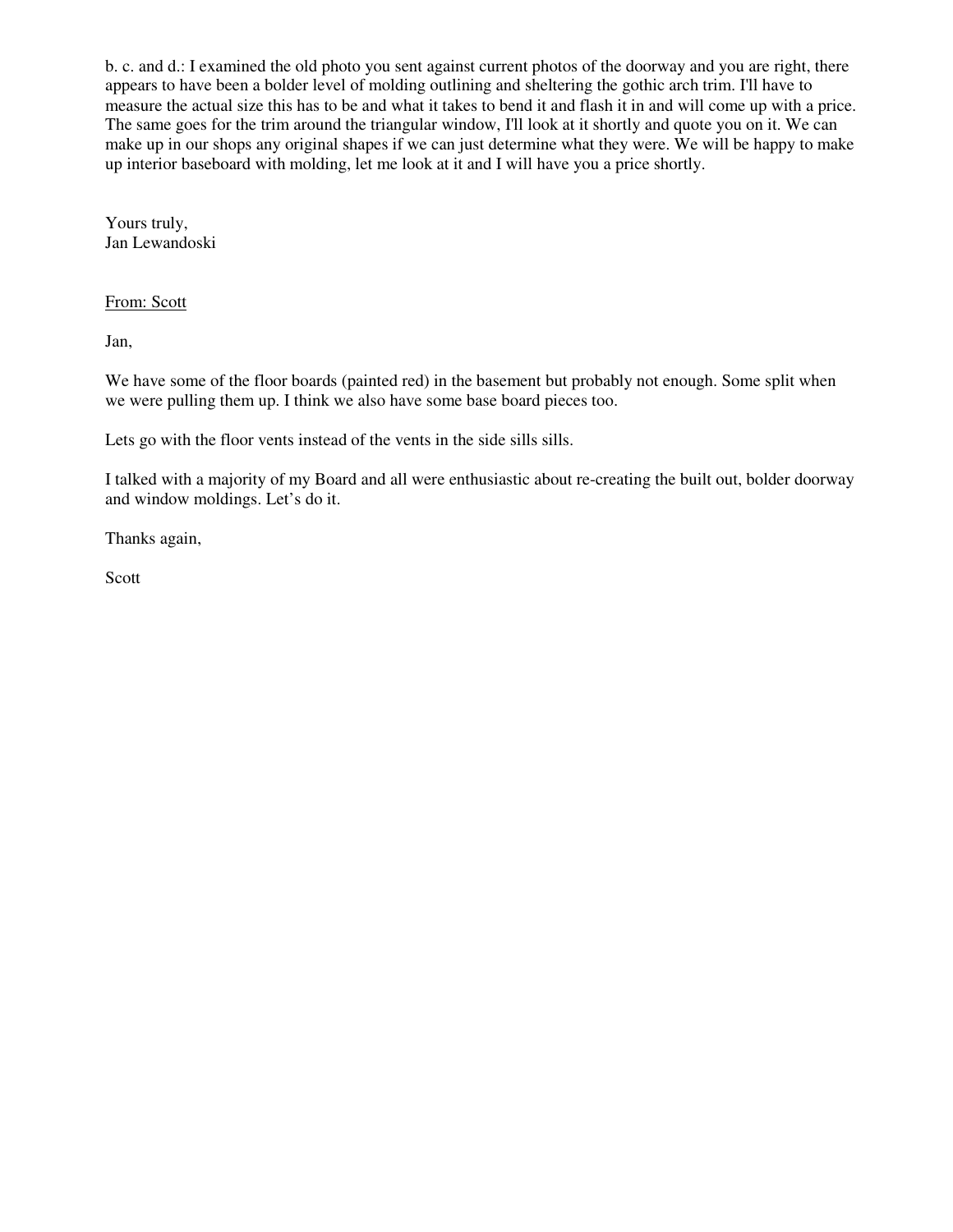b. c. and d.: I examined the old photo you sent against current photos of the doorway and you are right, there appears to have been a bolder level of molding outlining and sheltering the gothic arch trim. I'll have to measure the actual size this has to be and what it takes to bend it and flash it in and will come up with a price. The same goes for the trim around the triangular window, I'll look at it shortly and quote you on it. We can make up in our shops any original shapes if we can just determine what they were. We will be happy to make up interior baseboard with molding, let me look at it and I will have you a price shortly.

Yours truly,
Jan Lewandoski

<u>From: Scott</u>

Jan,

We have some of the floor boards (painted red) in the basement but probably not enough. Some split when we were pulling them up. I think we also have some base board pieces too.

Lets go with the floor vents instead of the vents in the side sills sills.

I talked with a majority of my Board and all were enthusiastic about re-creating the built out, bolder doorway and window moldings. Let's do it.

Thanks again,

Scott